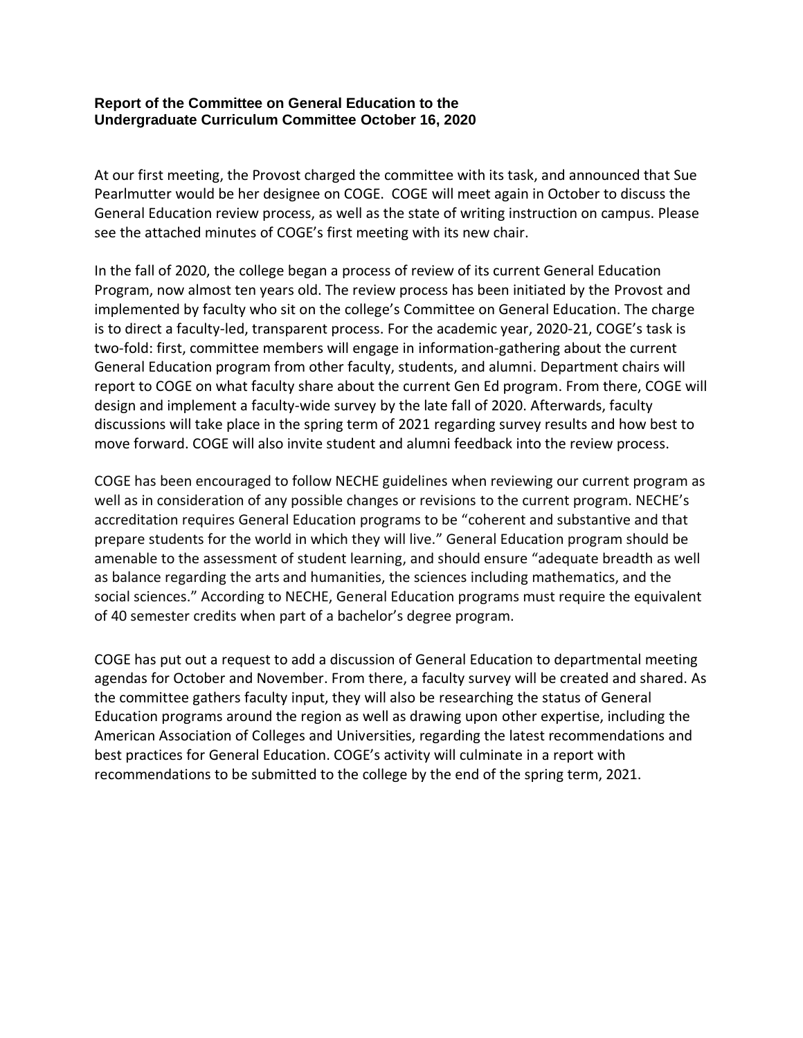**Report of the Committee on General Education to the Undergraduate Curriculum Committee October 16, 2020**

At our first meeting, the Provost charged the committee with its task, and announced that Sue Pearlmutter would be her designee on COGE. COGE will meet again in October to discuss the General Education review process, as well as the state of writing instruction on campus. Please see the attached minutes of COGE's first meeting with its new chair.

In the fall of 2020, the college began a process of review of its current General Education Program, now almost ten years old. The review process has been initiated by the Provost and implemented by faculty who sit on the college's Committee on General Education. The charge is to direct a faculty-led, transparent process. For the academic year, 2020-21, COGE's task is two-fold: first, committee members will engage in information-gathering about the current General Education program from other faculty, students, and alumni. Department chairs will report to COGE on what faculty share about the current Gen Ed program. From there, COGE will design and implement a faculty-wide survey by the late fall of 2020. Afterwards, faculty discussions will take place in the spring term of 2021 regarding survey results and how best to move forward. COGE will also invite student and alumni feedback into the review process.

COGE has been encouraged to follow NECHE guidelines when reviewing our current program as well as in consideration of any possible changes or revisions to the current program. NECHE's accreditation requires General Education programs to be "coherent and substantive and that prepare students for the world in which they will live." General Education program should be amenable to the assessment of student learning, and should ensure "adequate breadth as well as balance regarding the arts and humanities, the sciences including mathematics, and the social sciences." According to NECHE, General Education programs must require the equivalent of 40 semester credits when part of a bachelor's degree program.

COGE has put out a request to add a discussion of General Education to departmental meeting agendas for October and November. From there, a faculty survey will be created and shared. As the committee gathers faculty input, they will also be researching the status of General Education programs around the region as well as drawing upon other expertise, including the American Association of Colleges and Universities, regarding the latest recommendations and best practices for General Education. COGE's activity will culminate in a report with recommendations to be submitted to the college by the end of the spring term, 2021.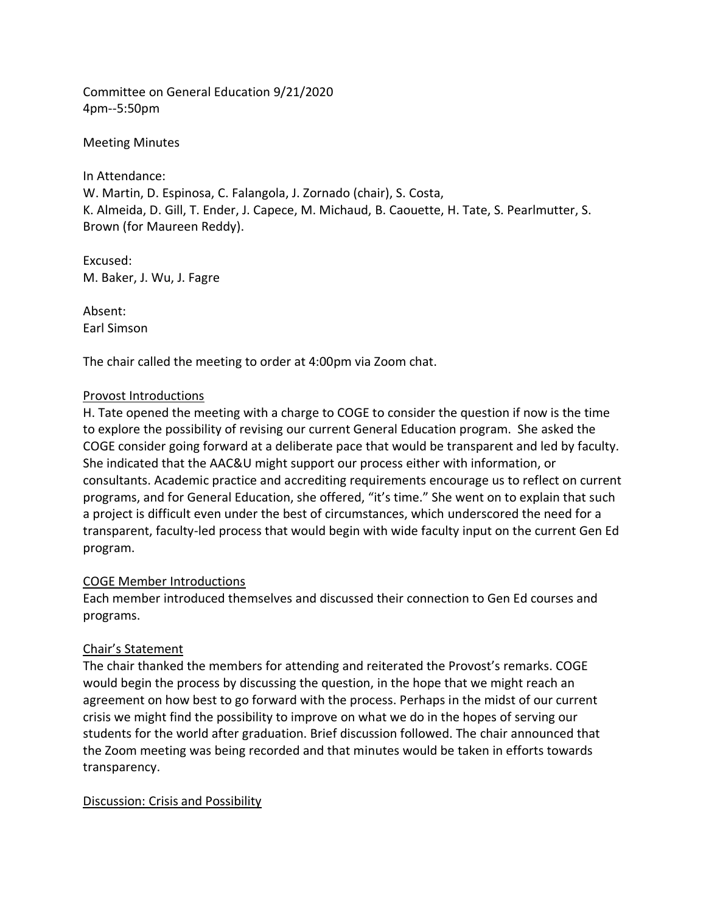Committee on General Education 9/21/2020
4pm--5:50pm

Meeting Minutes

In Attendance:
W. Martin, D. Espinosa, C. Falangola, J. Zornado (chair), S. Costa,
K. Almeida, D. Gill, T. Ender, J. Capece, M. Michaud, B. Caouette, H. Tate, S. Pearlmutter, S. Brown (for Maureen Reddy).

Excused:
M. Baker, J. Wu, J. Fagre

Absent:
Earl Simson

The chair called the meeting to order at 4:00pm via Zoom chat.

## Provost Introductions

H. Tate opened the meeting with a charge to COGE to consider the question if now is the time to explore the possibility of revising our current General Education program. She asked the COGE consider going forward at a deliberate pace that would be transparent and led by faculty. She indicated that the AAC&U might support our process either with information, or consultants. Academic practice and accrediting requirements encourage us to reflect on current programs, and for General Education, she offered, "it's time." She went on to explain that such a project is difficult even under the best of circumstances, which underscored the need for a transparent, faculty-led process that would begin with wide faculty input on the current Gen Ed program.

## COGE Member Introductions

Each member introduced themselves and discussed their connection to Gen Ed courses and programs.

## Chair's Statement

The chair thanked the members for attending and reiterated the Provost's remarks. COGE would begin the process by discussing the question, in the hope that we might reach an agreement on how best to go forward with the process. Perhaps in the midst of our current crisis we might find the possibility to improve on what we do in the hopes of serving our students for the world after graduation. Brief discussion followed. The chair announced that the Zoom meeting was being recorded and that minutes would be taken in efforts towards transparency.

## Discussion: Crisis and Possibility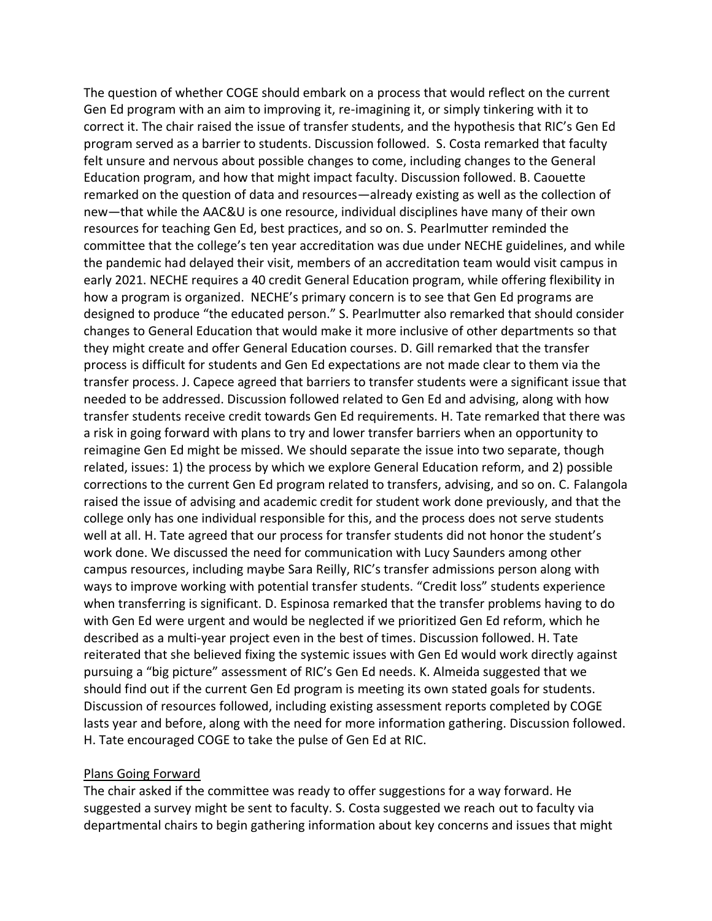The question of whether COGE should embark on a process that would reflect on the current Gen Ed program with an aim to improving it, re-imagining it, or simply tinkering with it to correct it. The chair raised the issue of transfer students, and the hypothesis that RIC's Gen Ed program served as a barrier to students. Discussion followed. S. Costa remarked that faculty felt unsure and nervous about possible changes to come, including changes to the General Education program, and how that might impact faculty. Discussion followed. B. Caouette remarked on the question of data and resources—already existing as well as the collection of new—that while the AAC&U is one resource, individual disciplines have many of their own resources for teaching Gen Ed, best practices, and so on. S. Pearlmutter reminded the committee that the college's ten year accreditation was due under NECHE guidelines, and while the pandemic had delayed their visit, members of an accreditation team would visit campus in early 2021. NECHE requires a 40 credit General Education program, while offering flexibility in how a program is organized. NECHE's primary concern is to see that Gen Ed programs are designed to produce "the educated person." S. Pearlmutter also remarked that should consider changes to General Education that would make it more inclusive of other departments so that they might create and offer General Education courses. D. Gill remarked that the transfer process is difficult for students and Gen Ed expectations are not made clear to them via the transfer process. J. Capece agreed that barriers to transfer students were a significant issue that needed to be addressed. Discussion followed related to Gen Ed and advising, along with how transfer students receive credit towards Gen Ed requirements. H. Tate remarked that there was a risk in going forward with plans to try and lower transfer barriers when an opportunity to reimagine Gen Ed might be missed. We should separate the issue into two separate, though related, issues: 1) the process by which we explore General Education reform, and 2) possible corrections to the current Gen Ed program related to transfers, advising, and so on. C. Falangola raised the issue of advising and academic credit for student work done previously, and that the college only has one individual responsible for this, and the process does not serve students well at all. H. Tate agreed that our process for transfer students did not honor the student's work done. We discussed the need for communication with Lucy Saunders among other campus resources, including maybe Sara Reilly, RIC's transfer admissions person along with ways to improve working with potential transfer students. "Credit loss" students experience when transferring is significant. D. Espinosa remarked that the transfer problems having to do with Gen Ed were urgent and would be neglected if we prioritized Gen Ed reform, which he described as a multi-year project even in the best of times. Discussion followed. H. Tate reiterated that she believed fixing the systemic issues with Gen Ed would work directly against pursuing a "big picture" assessment of RIC's Gen Ed needs. K. Almeida suggested that we should find out if the current Gen Ed program is meeting its own stated goals for students. Discussion of resources followed, including existing assessment reports completed by COGE lasts year and before, along with the need for more information gathering. Discussion followed. H. Tate encouraged COGE to take the pulse of Gen Ed at RIC.

<u>Plans Going Forward</u>

The chair asked if the committee was ready to offer suggestions for a way forward. He suggested a survey might be sent to faculty. S. Costa suggested we reach out to faculty via departmental chairs to begin gathering information about key concerns and issues that might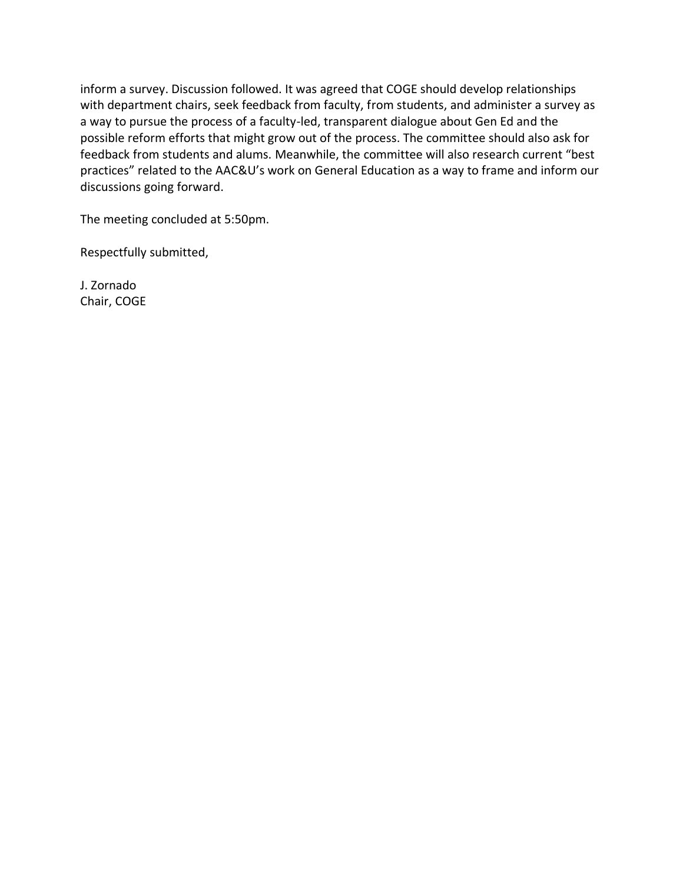inform a survey. Discussion followed. It was agreed that COGE should develop relationships with department chairs, seek feedback from faculty, from students, and administer a survey as a way to pursue the process of a faculty-led, transparent dialogue about Gen Ed and the possible reform efforts that might grow out of the process. The committee should also ask for feedback from students and alums. Meanwhile, the committee will also research current "best practices" related to the AAC&U's work on General Education as a way to frame and inform our discussions going forward.

The meeting concluded at 5:50pm.

Respectfully submitted,

J. Zornado
Chair, COGE